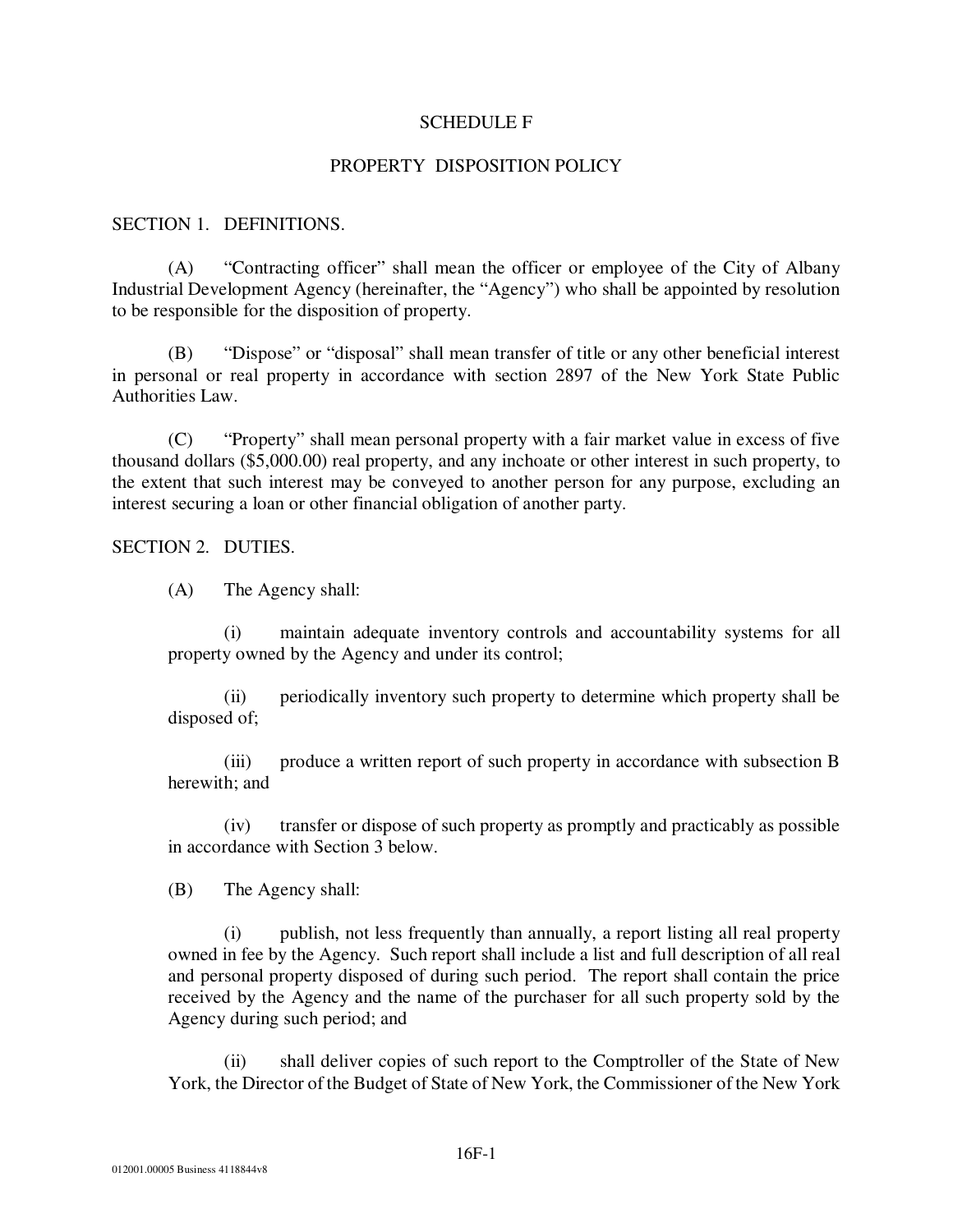# SCHEDULE F

## PROPERTY DISPOSITION POLICY

SECTION 1. DEFINITIONS.

(A) "Contracting officer" shall mean the officer or employee of the City of Albany Industrial Development Agency (hereinafter, the "Agency") who shall be appointed by resolution to be responsible for the disposition of property.

(B) "Dispose" or "disposal" shall mean transfer of title or any other beneficial interest in personal or real property in accordance with section 2897 of the New York State Public Authorities Law.

(C) "Property" shall mean personal property with a fair market value in excess of five thousand dollars ($5,000.00) real property, and any inchoate or other interest in such property, to the extent that such interest may be conveyed to another person for any purpose, excluding an interest securing a loan or other financial obligation of another party.

SECTION 2. DUTIES.

(A) The Agency shall:

(i) maintain adequate inventory controls and accountability systems for all property owned by the Agency and under its control;

(ii) periodically inventory such property to determine which property shall be disposed of;

(iii) produce a written report of such property in accordance with subsection B herewith; and

(iv) transfer or dispose of such property as promptly and practicably as possible in accordance with Section 3 below.

(B) The Agency shall:

(i) publish, not less frequently than annually, a report listing all real property owned in fee by the Agency. Such report shall include a list and full description of all real and personal property disposed of during such period. The report shall contain the price received by the Agency and the name of the purchaser for all such property sold by the Agency during such period; and

(ii) shall deliver copies of such report to the Comptroller of the State of New York, the Director of the Budget of State of New York, the Commissioner of the New York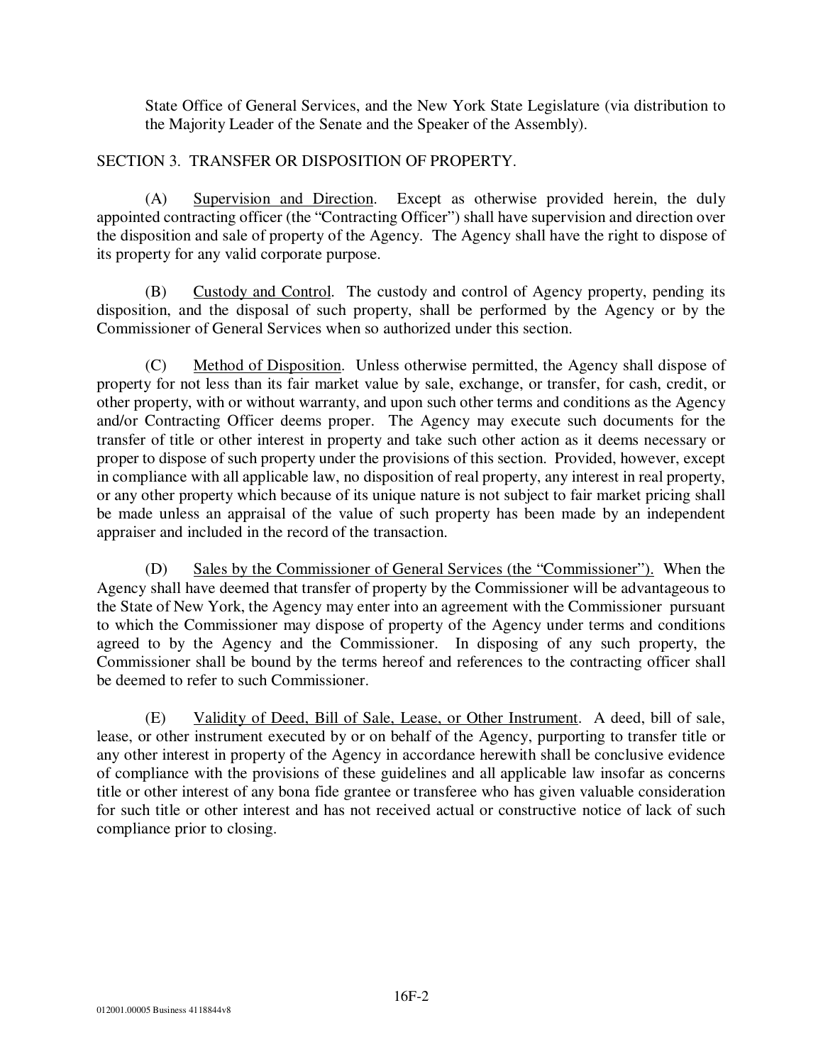State Office of General Services, and the New York State Legislature (via distribution to the Majority Leader of the Senate and the Speaker of the Assembly).

SECTION 3. TRANSFER OR DISPOSITION OF PROPERTY.

(A) Supervision and Direction. Except as otherwise provided herein, the duly appointed contracting officer (the "Contracting Officer") shall have supervision and direction over the disposition and sale of property of the Agency. The Agency shall have the right to dispose of its property for any valid corporate purpose.

(B) Custody and Control. The custody and control of Agency property, pending its disposition, and the disposal of such property, shall be performed by the Agency or by the Commissioner of General Services when so authorized under this section.

(C) Method of Disposition. Unless otherwise permitted, the Agency shall dispose of property for not less than its fair market value by sale, exchange, or transfer, for cash, credit, or other property, with or without warranty, and upon such other terms and conditions as the Agency and/or Contracting Officer deems proper. The Agency may execute such documents for the transfer of title or other interest in property and take such other action as it deems necessary or proper to dispose of such property under the provisions of this section. Provided, however, except in compliance with all applicable law, no disposition of real property, any interest in real property, or any other property which because of its unique nature is not subject to fair market pricing shall be made unless an appraisal of the value of such property has been made by an independent appraiser and included in the record of the transaction.

(D) Sales by the Commissioner of General Services (the "Commissioner"). When the Agency shall have deemed that transfer of property by the Commissioner will be advantageous to the State of New York, the Agency may enter into an agreement with the Commissioner pursuant to which the Commissioner may dispose of property of the Agency under terms and conditions agreed to by the Agency and the Commissioner. In disposing of any such property, the Commissioner shall be bound by the terms hereof and references to the contracting officer shall be deemed to refer to such Commissioner.

(E) Validity of Deed, Bill of Sale, Lease, or Other Instrument. A deed, bill of sale, lease, or other instrument executed by or on behalf of the Agency, purporting to transfer title or any other interest in property of the Agency in accordance herewith shall be conclusive evidence of compliance with the provisions of these guidelines and all applicable law insofar as concerns title or other interest of any bona fide grantee or transferee who has given valuable consideration for such title or other interest and has not received actual or constructive notice of lack of such compliance prior to closing.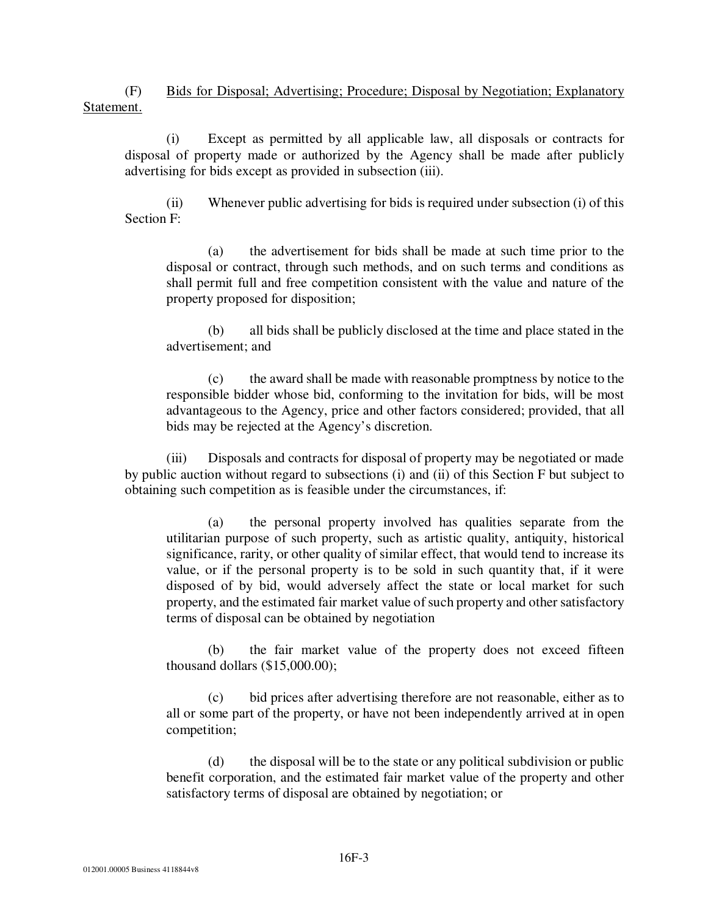(F) <u>Bids for Disposal; Advertising; Procedure; Disposal by Negotiation; Explanatory Statement.</u>

(i) Except as permitted by all applicable law, all disposals or contracts for disposal of property made or authorized by the Agency shall be made after publicly advertising for bids except as provided in subsection (iii).

(ii) Whenever public advertising for bids is required under subsection (i) of this Section F:

(a) the advertisement for bids shall be made at such time prior to the disposal or contract, through such methods, and on such terms and conditions as shall permit full and free competition consistent with the value and nature of the property proposed for disposition;

(b) all bids shall be publicly disclosed at the time and place stated in the advertisement; and

(c) the award shall be made with reasonable promptness by notice to the responsible bidder whose bid, conforming to the invitation for bids, will be most advantageous to the Agency, price and other factors considered; provided, that all bids may be rejected at the Agency's discretion.

(iii) Disposals and contracts for disposal of property may be negotiated or made by public auction without regard to subsections (i) and (ii) of this Section F but subject to obtaining such competition as is feasible under the circumstances, if:

(a) the personal property involved has qualities separate from the utilitarian purpose of such property, such as artistic quality, antiquity, historical significance, rarity, or other quality of similar effect, that would tend to increase its value, or if the personal property is to be sold in such quantity that, if it were disposed of by bid, would adversely affect the state or local market for such property, and the estimated fair market value of such property and other satisfactory terms of disposal can be obtained by negotiation

(b) the fair market value of the property does not exceed fifteen thousand dollars ($15,000.00);

(c) bid prices after advertising therefore are not reasonable, either as to all or some part of the property, or have not been independently arrived at in open competition;

(d) the disposal will be to the state or any political subdivision or public benefit corporation, and the estimated fair market value of the property and other satisfactory terms of disposal are obtained by negotiation; or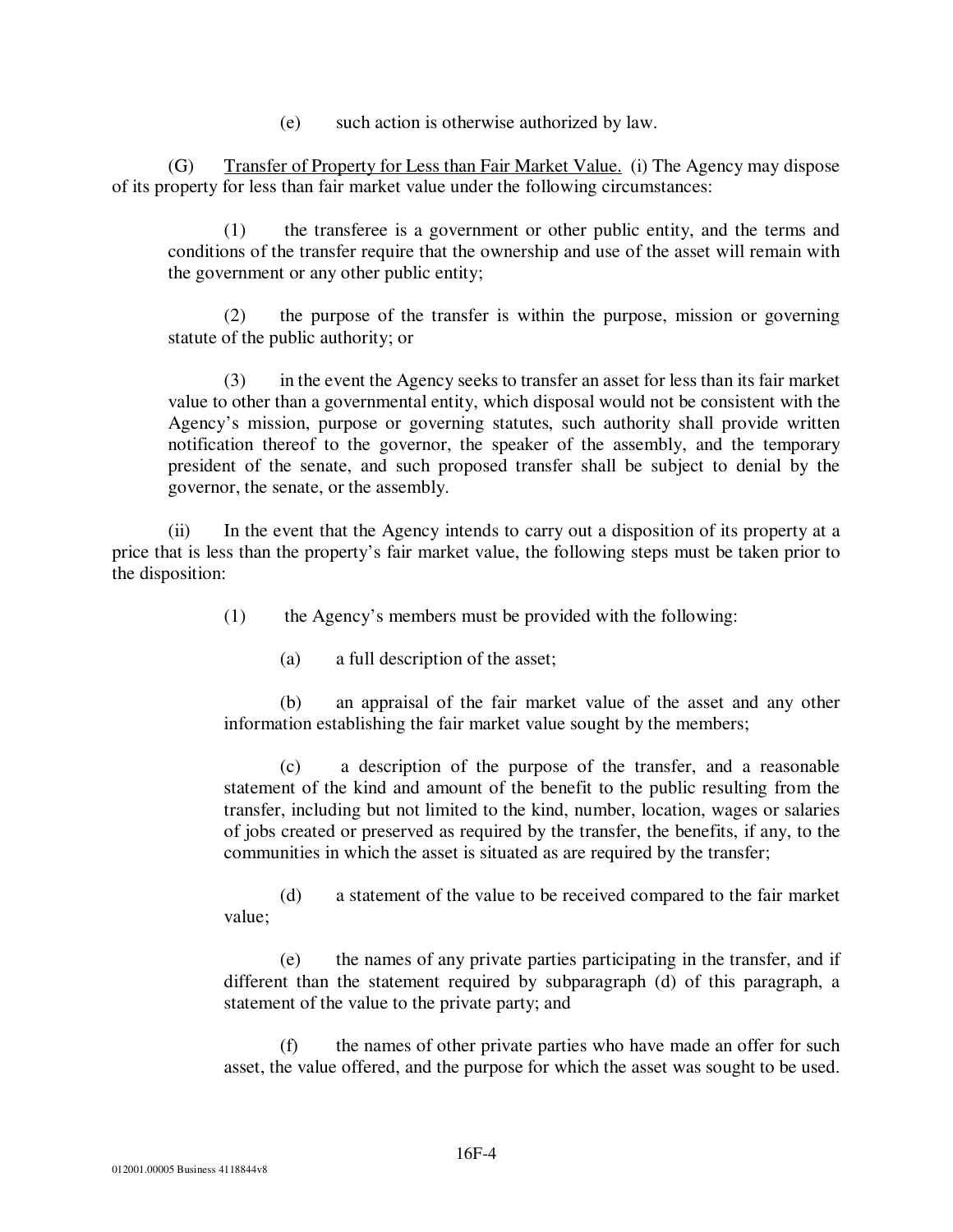(e) such action is otherwise authorized by law.

(G) <u>Transfer of Property for Less than Fair Market Value.</u> (i) The Agency may dispose of its property for less than fair market value under the following circumstances:

(1) the transferee is a government or other public entity, and the terms and conditions of the transfer require that the ownership and use of the asset will remain with the government or any other public entity;

(2) the purpose of the transfer is within the purpose, mission or governing statute of the public authority; or

(3) in the event the Agency seeks to transfer an asset for less than its fair market value to other than a governmental entity, which disposal would not be consistent with the Agency's mission, purpose or governing statutes, such authority shall provide written notification thereof to the governor, the speaker of the assembly, and the temporary president of the senate, and such proposed transfer shall be subject to denial by the governor, the senate, or the assembly.

(ii) In the event that the Agency intends to carry out a disposition of its property at a price that is less than the property's fair market value, the following steps must be taken prior to the disposition:

(1) the Agency's members must be provided with the following:

(a) a full description of the asset;

(b) an appraisal of the fair market value of the asset and any other information establishing the fair market value sought by the members;

(c) a description of the purpose of the transfer, and a reasonable statement of the kind and amount of the benefit to the public resulting from the transfer, including but not limited to the kind, number, location, wages or salaries of jobs created or preserved as required by the transfer, the benefits, if any, to the communities in which the asset is situated as are required by the transfer;

(d) a statement of the value to be received compared to the fair market value;

(e) the names of any private parties participating in the transfer, and if different than the statement required by subparagraph (d) of this paragraph, a statement of the value to the private party; and

(f) the names of other private parties who have made an offer for such asset, the value offered, and the purpose for which the asset was sought to be used.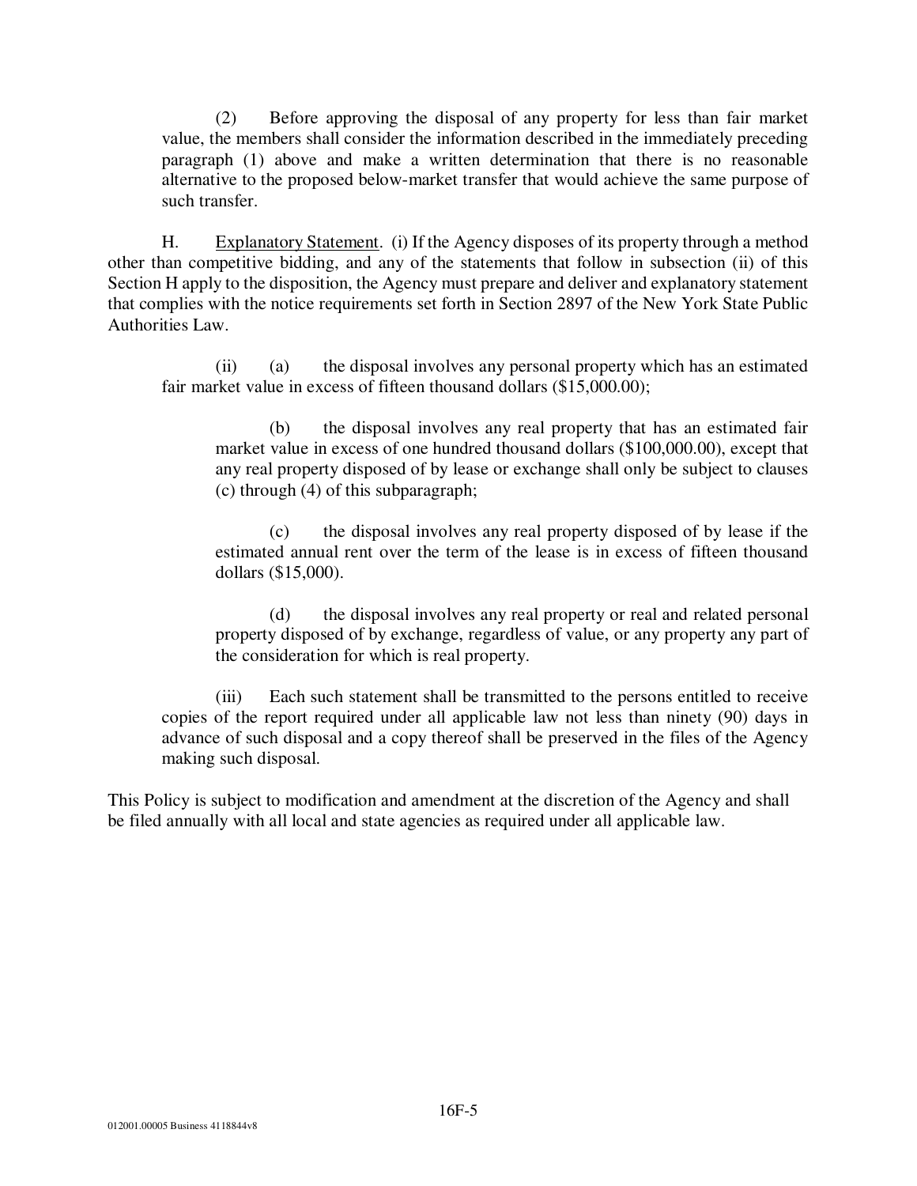(2) Before approving the disposal of any property for less than fair market value, the members shall consider the information described in the immediately preceding paragraph (1) above and make a written determination that there is no reasonable alternative to the proposed below-market transfer that would achieve the same purpose of such transfer.

H. Explanatory Statement. (i) If the Agency disposes of its property through a method other than competitive bidding, and any of the statements that follow in subsection (ii) of this Section H apply to the disposition, the Agency must prepare and deliver and explanatory statement that complies with the notice requirements set forth in Section 2897 of the New York State Public Authorities Law.

(ii) (a) the disposal involves any personal property which has an estimated fair market value in excess of fifteen thousand dollars ($15,000.00);

(b) the disposal involves any real property that has an estimated fair market value in excess of one hundred thousand dollars ($100,000.00), except that any real property disposed of by lease or exchange shall only be subject to clauses (c) through (4) of this subparagraph;

(c) the disposal involves any real property disposed of by lease if the estimated annual rent over the term of the lease is in excess of fifteen thousand dollars ($15,000).

(d) the disposal involves any real property or real and related personal property disposed of by exchange, regardless of value, or any property any part of the consideration for which is real property.

(iii) Each such statement shall be transmitted to the persons entitled to receive copies of the report required under all applicable law not less than ninety (90) days in advance of such disposal and a copy thereof shall be preserved in the files of the Agency making such disposal.

This Policy is subject to modification and amendment at the discretion of the Agency and shall be filed annually with all local and state agencies as required under all applicable law.

012001.00005 Business 4118844v8